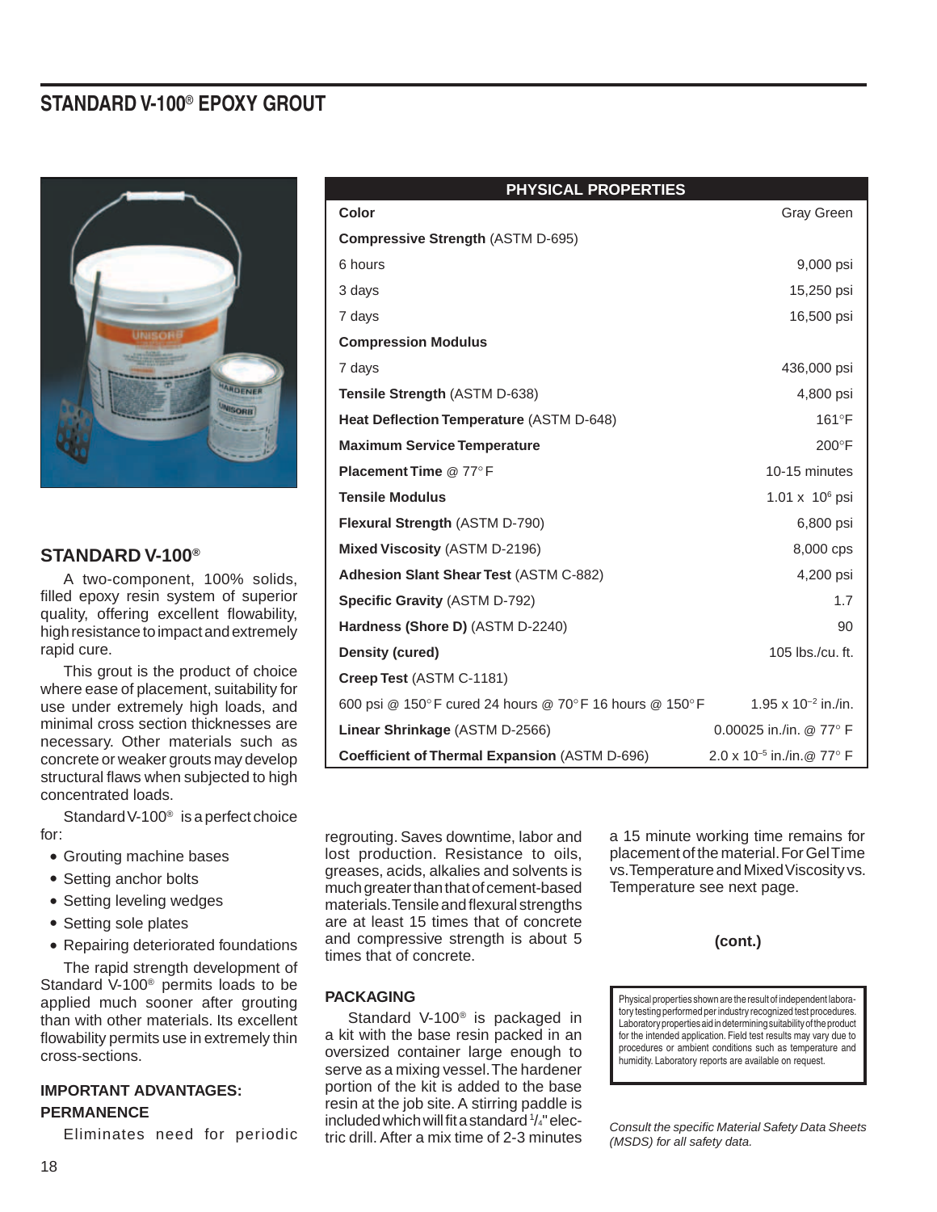# STANDARD V-100® EPOXY GROUT

## STANDARD V-100®

A two-component, 100% solids, filled epoxy resin system of superior quality, offering excellent flowability, high resistance to impact and extremely rapid cure.

This grout is the product of choice where ease of placement, suitability for use under extremely high loads, and minimal cross section thicknesses are necessary. Other materials such as concrete or weaker grouts may develop structural flaws when subjected to high concentrated loads.

Standard V-100® is a perfect choice for:

- Grouting machine bases
- Setting anchor bolts
- Setting leveling wedges
- Setting sole plates
- Repairing deteriorated foundations

The rapid strength development of Standard V-100® permits loads to be applied much sooner after grouting than with other materials. Its excellent flowability permits use in extremely thin cross-sections.

### IMPORTANT ADVANTAGES:

### PERMANENCE

Eliminates need for periodic regrouting. Saves downtime, labor and lost production. Resistance to oils, greases, acids, alkalies and solvents is much greater than that of cement-based materials. Tensile and flexural strengths are at least 15 times that of concrete and compressive strength is about 5 times that of concrete.

### PACKAGING

Standard V-100® is packaged in a kit with the base resin packed in an oversized container large enough to serve as a mixing vessel. The hardener portion of the kit is added to the base resin at the job site. A stirring paddle is included which will fit a standard 1/4" electric drill. After a mix time of 2-3 minutes a 15 minute working time remains for placement of the material. For Gel Time vs. Temperature and Mixed Viscosity vs. Temperature see next page.

**(cont.)**

| PHYSICAL PROPERTIES | |
|---|---|
| **Color** | Gray Green |
| **Compressive Strength** (ASTM D-695) | |
| 6 hours | 9,000 psi |
| 3 days | 15,250 psi |
| 7 days | 16,500 psi |
| **Compression Modulus** | |
| 7 days | 436,000 psi |
| **Tensile Strength** (ASTM D-638) | 4,800 psi |
| **Heat Deflection Temperature** (ASTM D-648) | 161°F |
| **Maximum Service Temperature** | 200°F |
| **Placement Time** @ 77° F | 10-15 minutes |
| **Tensile Modulus** | $1.01 \times 10^6$ psi |
| **Flexural Strength** (ASTM D-790) | 6,800 psi |
| **Mixed Viscosity** (ASTM D-2196) | 8,000 cps |
| **Adhesion Slant Shear Test** (ASTM C-882) | 4,200 psi |
| **Specific Gravity** (ASTM D-792) | 1.7 |
| **Hardness (Shore D)** (ASTM D-2240) | 90 |
| **Density (cured)** | 105 lbs./cu. ft. |
| **Creep Test** (ASTM C-1181) | |
| 600 psi @ 150° F cured 24 hours @ 70° F 16 hours @ 150° F | $1.95 \times 10^{-2}$ in./in. |
| **Linear Shrinkage** (ASTM D-2566) | 0.00025 in./in. @ 77° F |
| **Coefficient of Thermal Expansion** (ASTM D-696) | $2.0 \times 10^{-5}$ in./in.@ 77° F |

Physical properties shown are the result of independent laboratory testing performed per industry recognized test procedures. Laboratory properties aid in determining suitability of the product for the intended application. Field test results may vary due to procedures or ambient conditions such as temperature and humidity. Laboratory reports are available on request.

*Consult the specific Material Safety Data Sheets (MSDS) for all safety data.*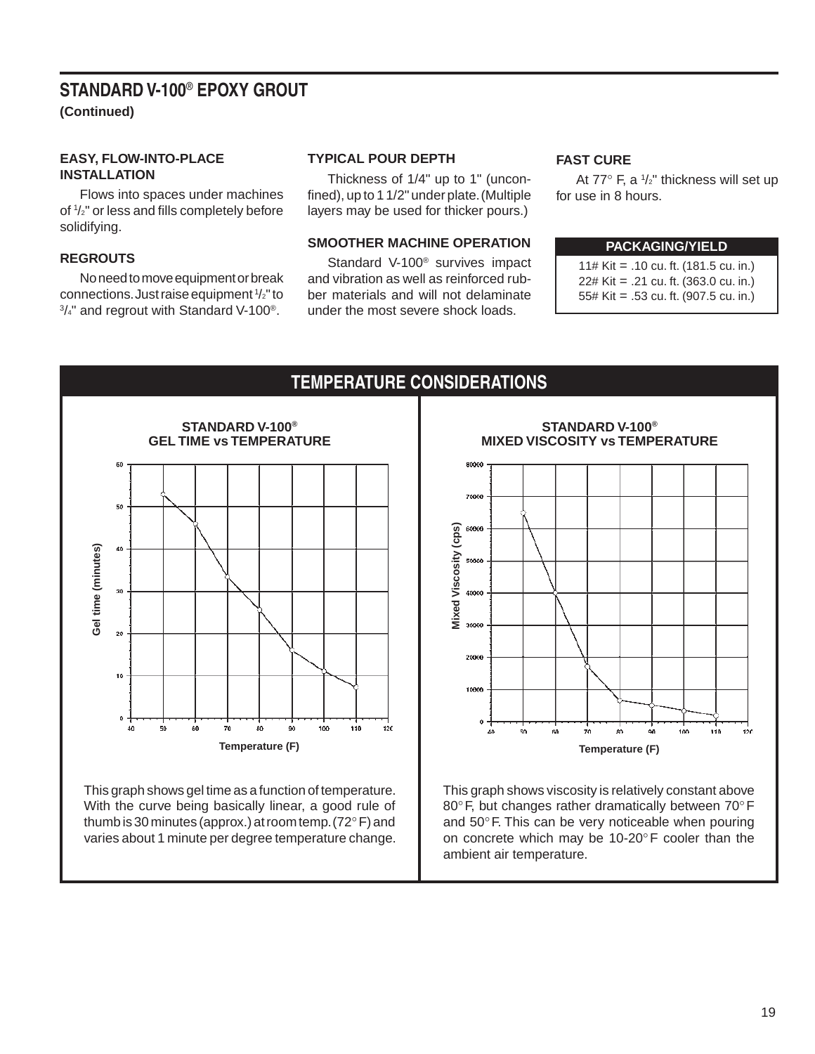## STANDARD V-100® EPOXY GROUT

**(Continued)**

### EASY, FLOW-INTO-PLACE INSTALLATION

Flows into spaces under machines of 1/2" or less and fills completely before solidifying.

### REGROUTS

No need to move equipment or break connections. Just raise equipment 1/2" to 3/4" and regrout with Standard V-100®.

### TYPICAL POUR DEPTH

Thickness of 1/4" up to 1" (unconfined), up to 1 1/2" under plate. (Multiple layers may be used for thicker pours.)

### SMOOTHER MACHINE OPERATION

Standard V-100® survives impact and vibration as well as reinforced rubber materials and will not delaminate under the most severe shock loads.

### FAST CURE

At 77° F, a 1/2" thickness will set up for use in 8 hours.

| PACKAGING/YIELD |
|---|
| 11# Kit = .10 cu. ft. (181.5 cu. in.) |
| 22# Kit = .21 cu. ft. (363.0 cu. in.) |
| 55# Kit = .53 cu. ft. (907.5 cu. in.) |

## TEMPERATURE CONSIDERATIONS

**STANDARD V-100®**
**GEL TIME vs TEMPERATURE**

Gel time (minutes)
0
10
20
30
40
50
60
Temperature (F)
40
50
60
70
80
90
100
110
120

This graph shows gel time as a function of temperature. With the curve being basically linear, a good rule of thumb is 30 minutes (approx.) at room temp. (72° F) and varies about 1 minute per degree temperature change.

**STANDARD V-100®**
**MIXED VISCOSITY vs TEMPERATURE**

Mixed Viscosity (cps)
0
10000
20000
30000
40000
50000
60000
70000
80000
Temperature (F)
40
50
60
70
80
90
100
110
120

This graph shows viscosity is relatively constant above 80° F, but changes rather dramatically between 70° F and 50° F. This can be very noticeable when pouring on concrete which may be 10-20° F cooler than the ambient air temperature.